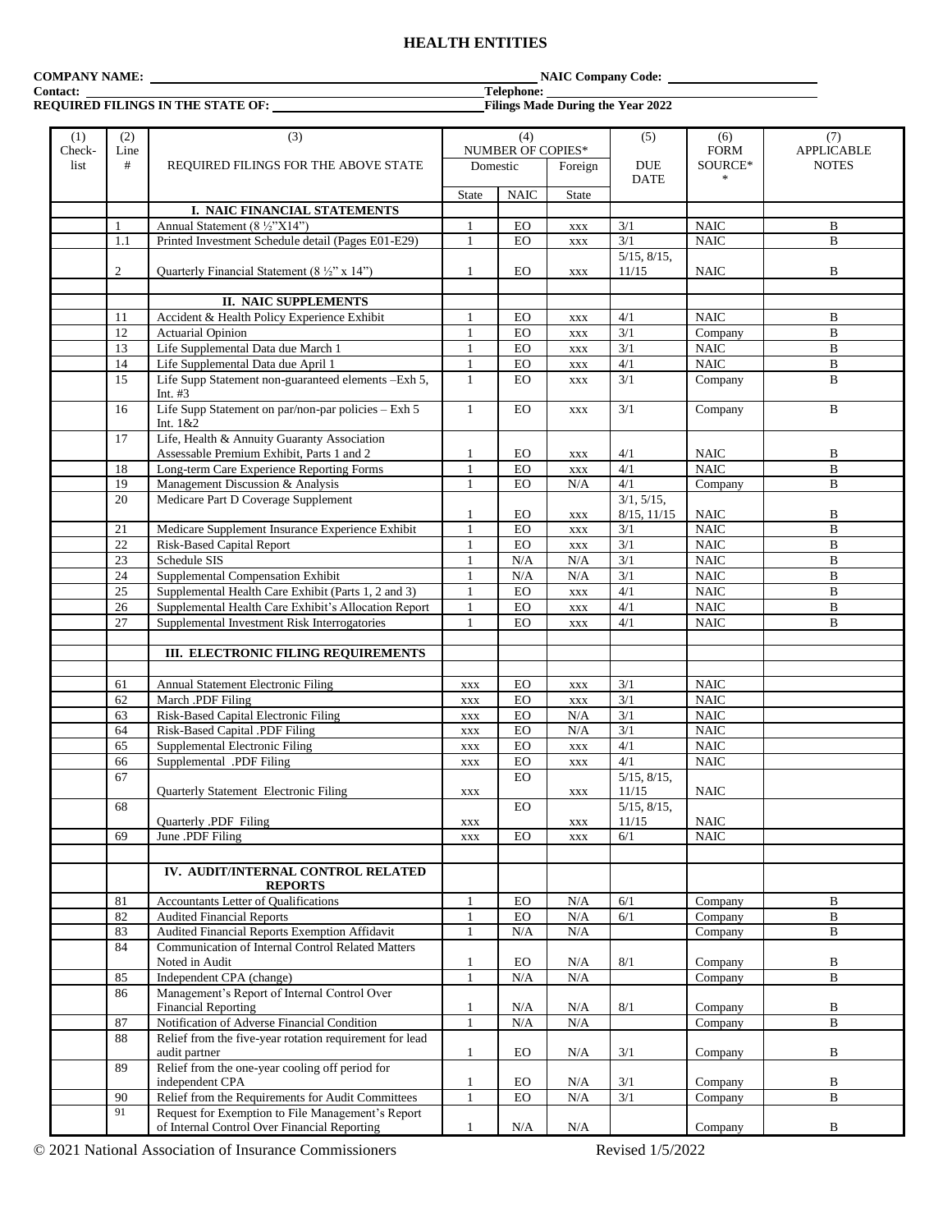# HEALTH ENTITIES

**COMPANY NAME:** \_\_\_\_\_\_\_\_\_\_\_\_\_\_\_\_\_\_\_\_\_\_\_\_\_\_\_\_ **NAIC Company Code:** \_\_\_\_\_\_\_\_\_\_\_\_\_\_
**Contact:** \_\_\_\_\_\_\_\_\_\_\_\_\_\_\_\_\_\_\_\_\_\_\_\_\_\_\_\_ **Telephone:** \_\_\_\_\_\_\_\_\_\_\_\_\_\_
**REQUIRED FILINGS IN THE STATE OF:** \_\_\_\_\_\_\_\_\_\_\_\_\_\_ **Filings Made During the Year 2022**

| (1) Check-list | (2) Line # | (3) REQUIRED FILINGS FOR THE ABOVE STATE | (4) NUMBER OF COPIES* Domestic | | Foreign | (5) DUE DATE | (6) FORM SOURCE* * | (7) APPLICABLE NOTES |
|---|---|---|---|---|---|---|---|---|
| | | | State | NAIC | State | | | |
| | | **I. NAIC FINANCIAL STATEMENTS** | | | | | | |
| | 1 | Annual Statement (8 ½"X14") | 1 | EO | xxx | 3/1 | NAIC | B |
| | 1.1 | Printed Investment Schedule detail (Pages E01-E29) | 1 | EO | xxx | 3/1 | NAIC | B |
| | 2 | Quarterly Financial Statement (8 ½" x 14") | 1 | EO | xxx | 5/15, 8/15, 11/15 | NAIC | B |
| | | | | | | | | |
| | | **II. NAIC SUPPLEMENTS** | | | | | | |
| | 11 | Accident & Health Policy Experience Exhibit | 1 | EO | xxx | 4/1 | NAIC | B |
| | 12 | Actuarial Opinion | 1 | EO | xxx | 3/1 | Company | B |
| | 13 | Life Supplemental Data due March 1 | 1 | EO | xxx | 3/1 | NAIC | B |
| | 14 | Life Supplemental Data due April 1 | 1 | EO | xxx | 4/1 | NAIC | B |
| | 15 | Life Supp Statement non-guaranteed elements –Exh 5, Int. #3 | 1 | EO | xxx | 3/1 | Company | B |
| | 16 | Life Supp Statement on par/non-par policies – Exh 5 Int. 1&2 | 1 | EO | xxx | 3/1 | Company | B |
| | 17 | Life, Health & Annuity Guaranty Association Assessable Premium Exhibit, Parts 1 and 2 | 1 | EO | xxx | 4/1 | NAIC | B |
| | 18 | Long-term Care Experience Reporting Forms | 1 | EO | xxx | 4/1 | NAIC | B |
| | 19 | Management Discussion & Analysis | 1 | EO | N/A | 4/1 | Company | B |
| | 20 | Medicare Part D Coverage Supplement | 1 | EO | xxx | 3/1, 5/15, 8/15, 11/15 | NAIC | B |
| | 21 | Medicare Supplement Insurance Experience Exhibit | 1 | EO | xxx | 3/1 | NAIC | B |
| | 22 | Risk-Based Capital Report | 1 | EO | xxx | 3/1 | NAIC | B |
| | 23 | Schedule SIS | 1 | N/A | N/A | 3/1 | NAIC | B |
| | 24 | Supplemental Compensation Exhibit | 1 | N/A | N/A | 3/1 | NAIC | B |
| | 25 | Supplemental Health Care Exhibit (Parts 1, 2 and 3) | 1 | EO | xxx | 4/1 | NAIC | B |
| | 26 | Supplemental Health Care Exhibit's Allocation Report | 1 | EO | xxx | 4/1 | NAIC | B |
| | 27 | Supplemental Investment Risk Interrogatories | 1 | EO | xxx | 4/1 | NAIC | B |
| | | | | | | | | |
| | | **III. ELECTRONIC FILING REQUIREMENTS** | | | | | | |
| | | | | | | | | |
| | 61 | Annual Statement Electronic Filing | xxx | EO | xxx | 3/1 | NAIC | |
| | 62 | March .PDF Filing | xxx | EO | xxx | 3/1 | NAIC | |
| | 63 | Risk-Based Capital Electronic Filing | xxx | EO | N/A | 3/1 | NAIC | |
| | 64 | Risk-Based Capital .PDF Filing | xxx | EO | N/A | 3/1 | NAIC | |
| | 65 | Supplemental Electronic Filing | xxx | EO | xxx | 4/1 | NAIC | |
| | 66 | Supplemental .PDF Filing | xxx | EO | xxx | 4/1 | NAIC | |
| | 67 | Quarterly Statement Electronic Filing | xxx | EO | xxx | 5/15, 8/15, 11/15 | NAIC | |
| | 68 | Quarterly .PDF Filing | xxx | EO | xxx | 5/15, 8/15, 11/15 | NAIC | |
| | 69 | June .PDF Filing | xxx | EO | xxx | 6/1 | NAIC | |
| | | | | | | | | |
| | | **IV. AUDIT/INTERNAL CONTROL RELATED REPORTS** | | | | | | |
| | 81 | Accountants Letter of Qualifications | 1 | EO | N/A | 6/1 | Company | B |
| | 82 | Audited Financial Reports | 1 | EO | N/A | 6/1 | Company | B |
| | 83 | Audited Financial Reports Exemption Affidavit | 1 | N/A | N/A | | Company | B |
| | 84 | Communication of Internal Control Related Matters Noted in Audit | 1 | EO | N/A | 8/1 | Company | B |
| | 85 | Independent CPA (change) | 1 | N/A | N/A | | Company | B |
| | 86 | Management's Report of Internal Control Over Financial Reporting | 1 | N/A | N/A | 8/1 | Company | B |
| | 87 | Notification of Adverse Financial Condition | 1 | N/A | N/A | | Company | B |
| | 88 | Relief from the five-year rotation requirement for lead audit partner | 1 | EO | N/A | 3/1 | Company | B |
| | 89 | Relief from the one-year cooling off period for independent CPA | 1 | EO | N/A | 3/1 | Company | B |
| | 90 | Relief from the Requirements for Audit Committees | 1 | EO | N/A | 3/1 | Company | B |
| | 91 | Request for Exemption to File Management's Report of Internal Control Over Financial Reporting | 1 | N/A | N/A | | Company | B |

© 2021 National Association of Insurance Commissioners Revised 1/5/2022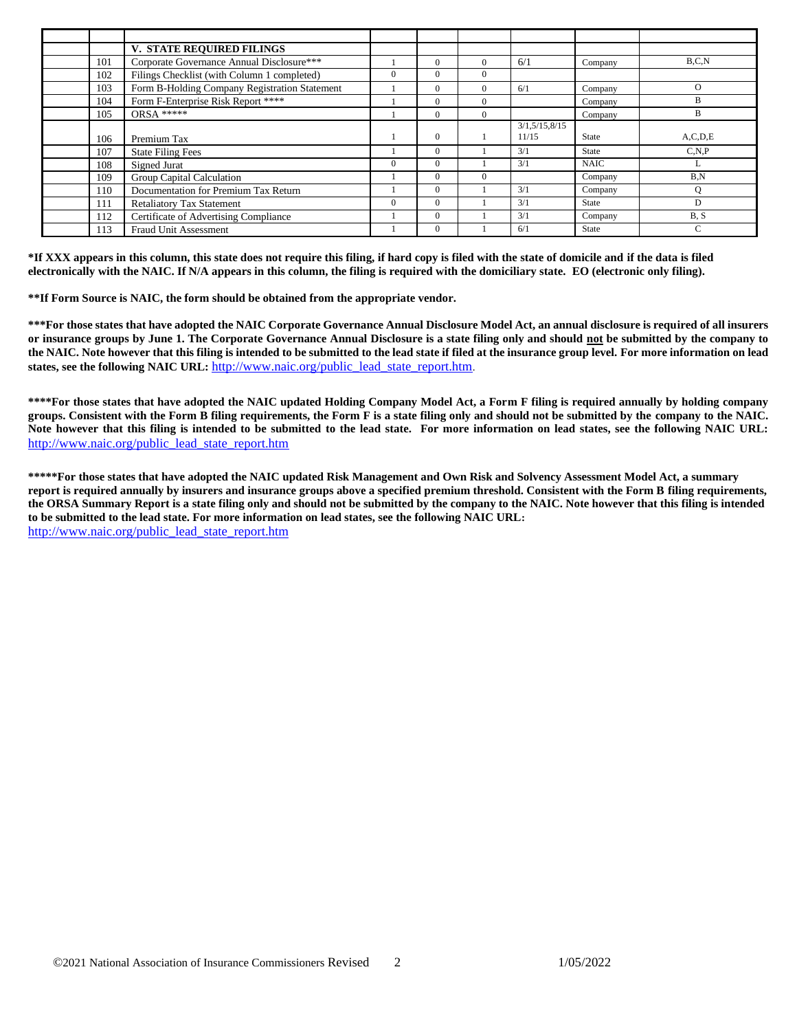| | | | | | | | | |
|---|---|---|---|---|---|---|---|---|
| | | **V. STATE REQUIRED FILINGS** | | | | | | |
| | 101 | Corporate Governance Annual Disclosure*** | 1 | 0 | 0 | 6/1 | Company | B,C,N |
| | 102 | Filings Checklist (with Column 1 completed) | 0 | 0 | 0 | | | |
| | 103 | Form B-Holding Company Registration Statement | 1 | 0 | 0 | 6/1 | Company | O |
| | 104 | Form F-Enterprise Risk Report **** | 1 | 0 | 0 | | Company | B |
| | 105 | ORSA ***** | 1 | 0 | 0 | | Company | B |
| | 106 | Premium Tax | 1 | 0 | 1 | 3/1,5/15,8/15 11/15 | State | A,C,D,E |
| | 107 | State Filing Fees | 1 | 0 | 1 | 3/1 | State | C,N,P |
| | 108 | Signed Jurat | 0 | 0 | 1 | 3/1 | NAIC | L |
| | 109 | Group Capital Calculation | 1 | 0 | 0 | | Company | B,N |
| | 110 | Documentation for Premium Tax Return | 1 | 0 | 1 | 3/1 | Company | Q |
| | 111 | Retaliatory Tax Statement | 0 | 0 | 1 | 3/1 | State | D |
| | 112 | Certificate of Advertising Compliance | 1 | 0 | 1 | 3/1 | Company | B, S |
| | 113 | Fraud Unit Assessment | 1 | 0 | 1 | 6/1 | State | C |

**\*If XXX appears in this column, this state does not require this filing, if hard copy is filed with the state of domicile and if the data is filed electronically with the NAIC. If N/A appears in this column, the filing is required with the domiciliary state. EO (electronic only filing).**

**\*\*If Form Source is NAIC, the form should be obtained from the appropriate vendor.**

**\*\*\*For those states that have adopted the NAIC Corporate Governance Annual Disclosure Model Act, an annual disclosure is required of all insurers or insurance groups by June 1. The Corporate Governance Annual Disclosure is a state filing only and should not be submitted by the company to the NAIC. Note however that this filing is intended to be submitted to the lead state if filed at the insurance group level. For more information on lead states, see the following NAIC URL:** http://www.naic.org/public_lead_state_report.htm.

**\*\*\*\*For those states that have adopted the NAIC updated Holding Company Model Act, a Form F filing is required annually by holding company groups. Consistent with the Form B filing requirements, the Form F is a state filing only and should not be submitted by the company to the NAIC. Note however that this filing is intended to be submitted to the lead state. For more information on lead states, see the following NAIC URL:** http://www.naic.org/public_lead_state_report.htm

**\*\*\*\*\*For those states that have adopted the NAIC updated Risk Management and Own Risk and Solvency Assessment Model Act, a summary report is required annually by insurers and insurance groups above a specified premium threshold. Consistent with the Form B filing requirements, the ORSA Summary Report is a state filing only and should not be submitted by the company to the NAIC. Note however that this filing is intended to be submitted to the lead state. For more information on lead states, see the following NAIC URL:**
http://www.naic.org/public_lead_state_report.htm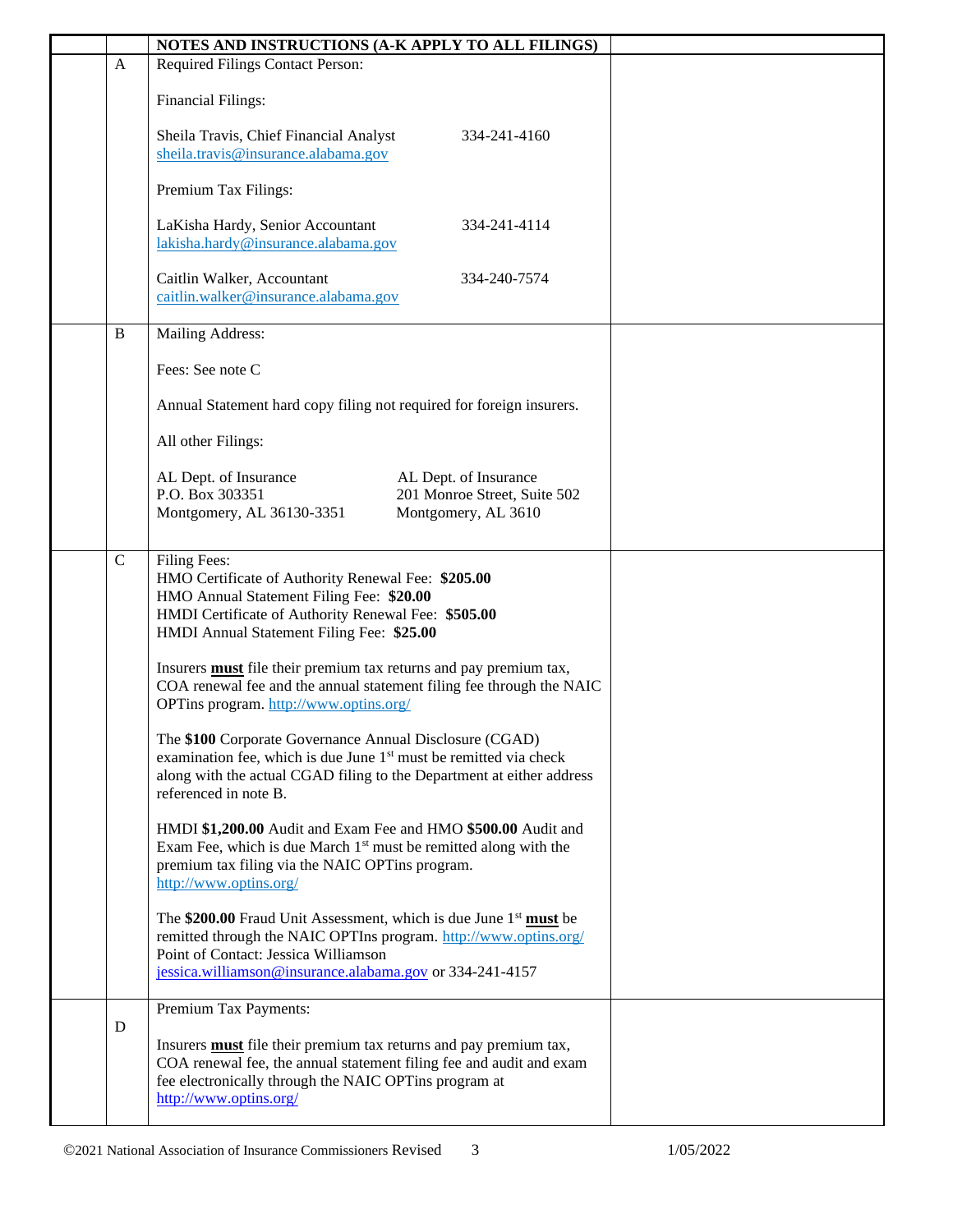|  |  | **NOTES AND INSTRUCTIONS (A-K APPLY TO ALL FILINGS)** |  |
|---|---|---|---|
|  | A | Required Filings Contact Person:<br><br>Financial Filings:<br><br>Sheila Travis, Chief Financial Analyst 334-241-4160<br>sheila.travis@insurance.alabama.gov<br><br>Premium Tax Filings:<br><br>LaKisha Hardy, Senior Accountant 334-241-4114<br>lakisha.hardy@insurance.alabama.gov<br><br>Caitlin Walker, Accountant 334-240-7574<br>caitlin.walker@insurance.alabama.gov |  |
|  | B | Mailing Address:<br><br>Fees: See note C<br><br>Annual Statement hard copy filing not required for foreign insurers.<br><br>All other Filings:<br><br>AL Dept. of Insurance<br>P.O. Box 303351<br>Montgomery, AL 36130-3351<br><br>AL Dept. of Insurance<br>201 Monroe Street, Suite 502<br>Montgomery, AL 3610 |  |
|  | C | Filing Fees:<br>HMO Certificate of Authority Renewal Fee: **$205.00**<br>HMO Annual Statement Filing Fee: **$20.00**<br>HMDI Certificate of Authority Renewal Fee: **$505.00**<br>HMDI Annual Statement Filing Fee: **$25.00**<br><br>Insurers **must** file their premium tax returns and pay premium tax, COA renewal fee and the annual statement filing fee through the NAIC OPTins program. http://www.optins.org/<br><br>The **$100** Corporate Governance Annual Disclosure (CGAD) examination fee, which is due June 1st must be remitted via check along with the actual CGAD filing to the Department at either address referenced in note B.<br><br>HMDI **$1,200.00** Audit and Exam Fee and HMO **$500.00** Audit and Exam Fee, which is due March 1st must be remitted along with the premium tax filing via the NAIC OPTins program. http://www.optins.org/<br><br>The **$200.00** Fraud Unit Assessment, which is due June 1st **must** be remitted through the NAIC OPTIns program. http://www.optins.org/<br>Point of Contact: Jessica Williamson<br>jessica.williamson@insurance.alabama.gov or 334-241-4157 |  |
|  | D | Premium Tax Payments:<br><br>Insurers **must** file their premium tax returns and pay premium tax, COA renewal fee, the annual statement filing fee and audit and exam fee electronically through the NAIC OPTins program at http://www.optins.org/ |  |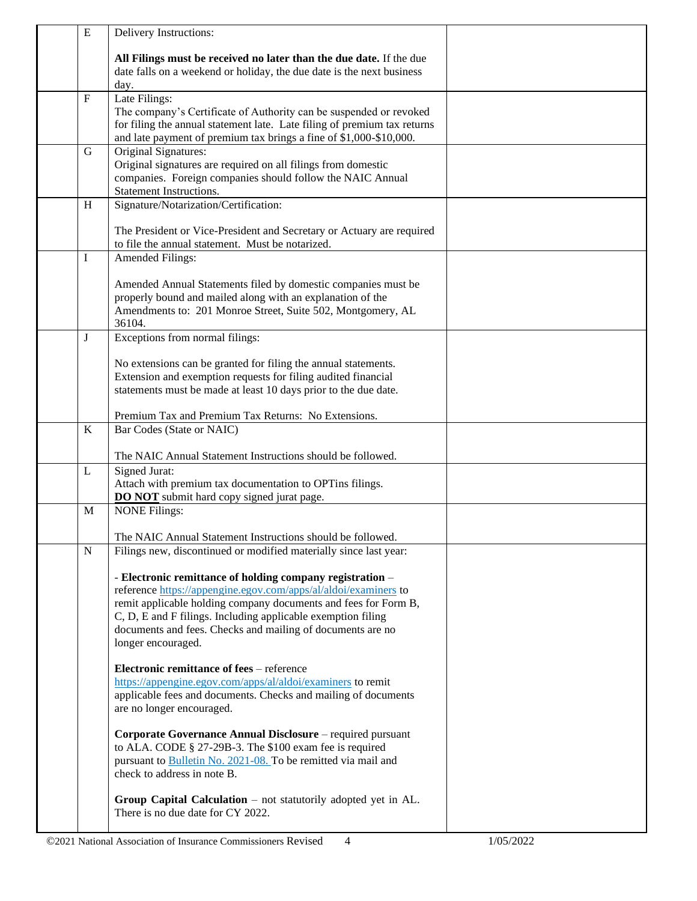| | | | |
|---|---|---|---|
| | E | Delivery Instructions:<br><br>**All Filings must be received no later than the due date.** If the due date falls on a weekend or holiday, the due date is the next business day. | |
| | F | Late Filings:<br>The company's Certificate of Authority can be suspended or revoked for filing the annual statement late. Late filing of premium tax returns and late payment of premium tax brings a fine of $1,000-$10,000. | |
| | G | Original Signatures:<br>Original signatures are required on all filings from domestic companies. Foreign companies should follow the NAIC Annual Statement Instructions. | |
| | H | Signature/Notarization/Certification:<br><br>The President or Vice-President and Secretary or Actuary are required to file the annual statement. Must be notarized. | |
| | I | Amended Filings:<br><br>Amended Annual Statements filed by domestic companies must be properly bound and mailed along with an explanation of the Amendments to: 201 Monroe Street, Suite 502, Montgomery, AL 36104. | |
| | J | Exceptions from normal filings:<br><br>No extensions can be granted for filing the annual statements. Extension and exemption requests for filing audited financial statements must be made at least 10 days prior to the due date.<br><br>Premium Tax and Premium Tax Returns: No Extensions. | |
| | K | Bar Codes (State or NAIC)<br><br>The NAIC Annual Statement Instructions should be followed. | |
| | L | Signed Jurat:<br>Attach with premium tax documentation to OPTins filings.<br>**DO NOT** submit hard copy signed jurat page. | |
| | M | NONE Filings:<br><br>The NAIC Annual Statement Instructions should be followed. | |
| | N | Filings new, discontinued or modified materially since last year:<br><br>**- Electronic remittance of holding company registration** – reference https://appengine.egov.com/apps/al/aldoi/examiners to remit applicable holding company documents and fees for Form B, C, D, E and F filings. Including applicable exemption filing documents and fees. Checks and mailing of documents are no longer encouraged.<br><br>**Electronic remittance of fees** – reference https://appengine.egov.com/apps/al/aldoi/examiners to remit applicable fees and documents. Checks and mailing of documents are no longer encouraged.<br><br>**Corporate Governance Annual Disclosure** – required pursuant to ALA. CODE § 27-29B-3. The $100 exam fee is required pursuant to Bulletin No. 2021-08. To be remitted via mail and check to address in note B.<br><br>**Group Capital Calculation** – not statutorily adopted yet in AL. There is no due date for CY 2022. | |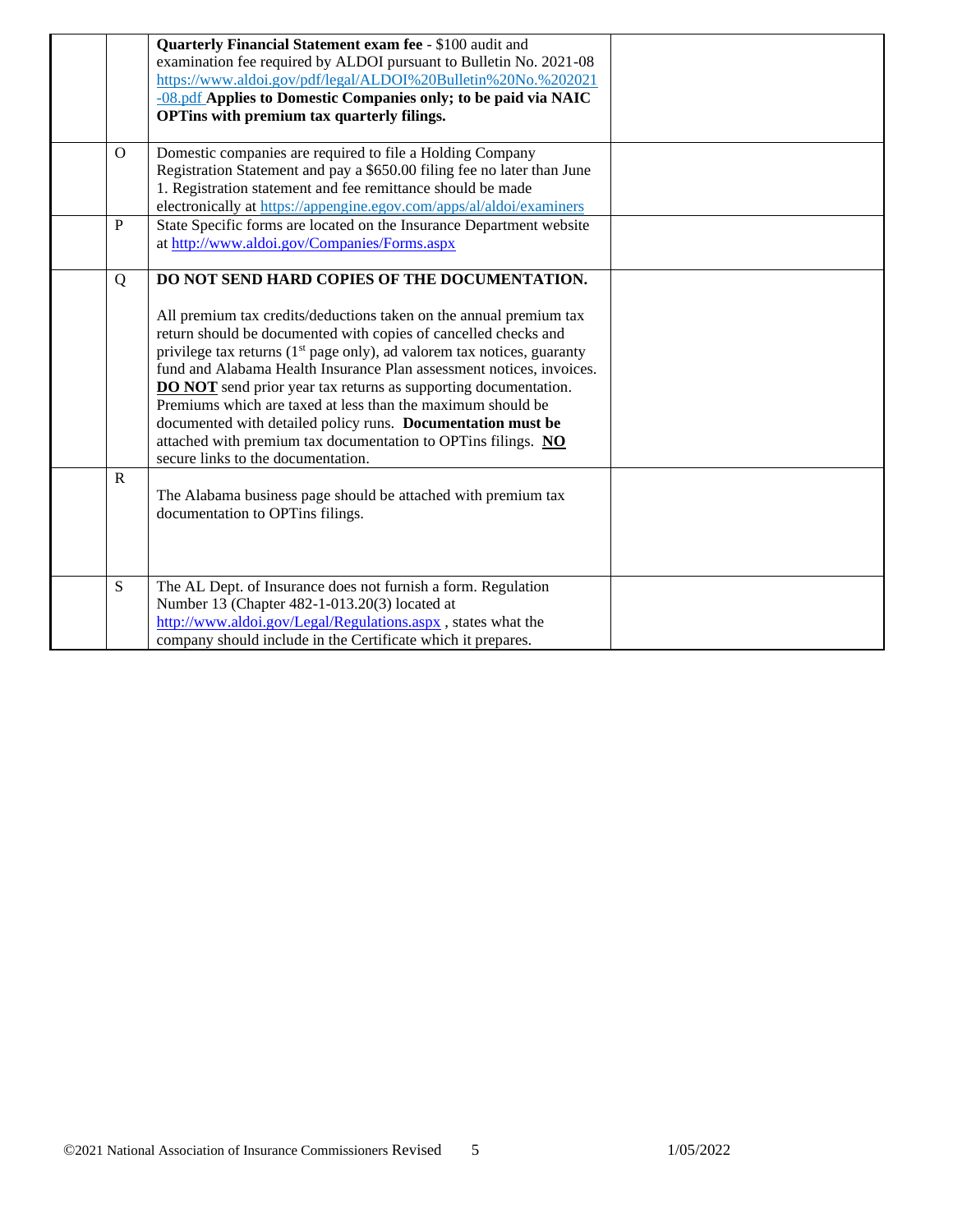|  |  |  |  |
|---|---|---|---|
|  |  | **Quarterly Financial Statement exam fee** - $100 audit and examination fee required by ALDOI pursuant to Bulletin No. 2021-08 https://www.aldoi.gov/pdf/legal/ALDOI%20Bulletin%20No.%202021-08.pdf **Applies to Domestic Companies only; to be paid via NAIC OPTins with premium tax quarterly filings.** |  |
|  | O | Domestic companies are required to file a Holding Company Registration Statement and pay a $650.00 filing fee no later than June 1. Registration statement and fee remittance should be made electronically at https://appengine.egov.com/apps/al/aldoi/examiners |  |
|  | P | State Specific forms are located on the Insurance Department website at http://www.aldoi.gov/Companies/Forms.aspx |  |
|  | Q | **DO NOT SEND HARD COPIES OF THE DOCUMENTATION.**<br><br>All premium tax credits/deductions taken on the annual premium tax return should be documented with copies of cancelled checks and privilege tax returns (1st page only), ad valorem tax notices, guaranty fund and Alabama Health Insurance Plan assessment notices, invoices. **DO NOT** send prior year tax returns as supporting documentation. Premiums which are taxed at less than the maximum should be documented with detailed policy runs. **Documentation must be** attached with premium tax documentation to OPTins filings. **NO** secure links to the documentation. |  |
|  | R | The Alabama business page should be attached with premium tax documentation to OPTins filings. |  |
|  | S | The AL Dept. of Insurance does not furnish a form. Regulation Number 13 (Chapter 482-1-013.20(3) located at http://www.aldoi.gov/Legal/Regulations.aspx , states what the company should include in the Certificate which it prepares. |  |

©2021 National Association of Insurance Commissioners Revised 1/05/2022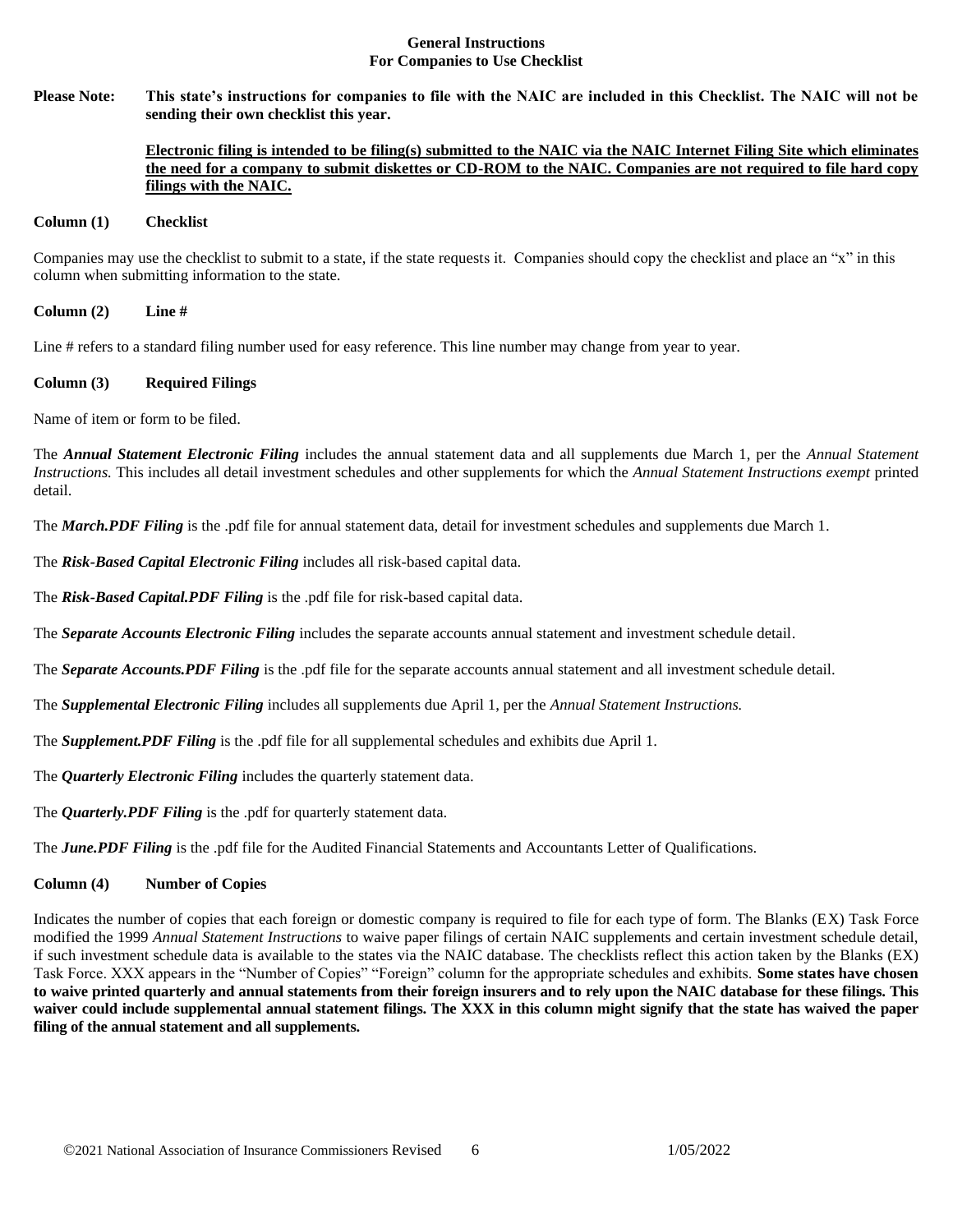**General Instructions**
**For Companies to Use Checklist**

**Please Note: This state's instructions for companies to file with the NAIC are included in this Checklist. The NAIC will not be sending their own checklist this year.**

**Electronic filing is intended to be filing(s) submitted to the NAIC via the NAIC Internet Filing Site which eliminates the need for a company to submit diskettes or CD-ROM to the NAIC. Companies are not required to file hard copy filings with the NAIC.**

**Column (1) Checklist**

Companies may use the checklist to submit to a state, if the state requests it. Companies should copy the checklist and place an "x" in this column when submitting information to the state.

**Column (2) Line #**

Line # refers to a standard filing number used for easy reference. This line number may change from year to year.

**Column (3) Required Filings**

Name of item or form to be filed.

The ***Annual Statement Electronic Filing*** includes the annual statement data and all supplements due March 1, per the *Annual Statement Instructions.* This includes all detail investment schedules and other supplements for which the *Annual Statement Instructions exempt* printed detail.

The ***March.PDF Filing*** is the .pdf file for annual statement data, detail for investment schedules and supplements due March 1.

The ***Risk-Based Capital Electronic Filing*** includes all risk-based capital data.

The ***Risk-Based Capital.PDF Filing*** is the .pdf file for risk-based capital data.

The ***Separate Accounts Electronic Filing*** includes the separate accounts annual statement and investment schedule detail.

The ***Separate Accounts.PDF Filing*** is the .pdf file for the separate accounts annual statement and all investment schedule detail.

The ***Supplemental Electronic Filing*** includes all supplements due April 1, per the *Annual Statement Instructions.*

The ***Supplement.PDF Filing*** is the .pdf file for all supplemental schedules and exhibits due April 1.

The ***Quarterly Electronic Filing*** includes the quarterly statement data.

The ***Quarterly.PDF Filing*** is the .pdf for quarterly statement data.

The ***June.PDF Filing*** is the .pdf file for the Audited Financial Statements and Accountants Letter of Qualifications.

**Column (4) Number of Copies**

Indicates the number of copies that each foreign or domestic company is required to file for each type of form. The Blanks (EX) Task Force modified the 1999 *Annual Statement Instructions* to waive paper filings of certain NAIC supplements and certain investment schedule detail, if such investment schedule data is available to the states via the NAIC database. The checklists reflect this action taken by the Blanks (EX) Task Force. XXX appears in the "Number of Copies" "Foreign" column for the appropriate schedules and exhibits. **Some states have chosen to waive printed quarterly and annual statements from their foreign insurers and to rely upon the NAIC database for these filings. This waiver could include supplemental annual statement filings. The XXX in this column might signify that the state has waived the paper filing of the annual statement and all supplements.**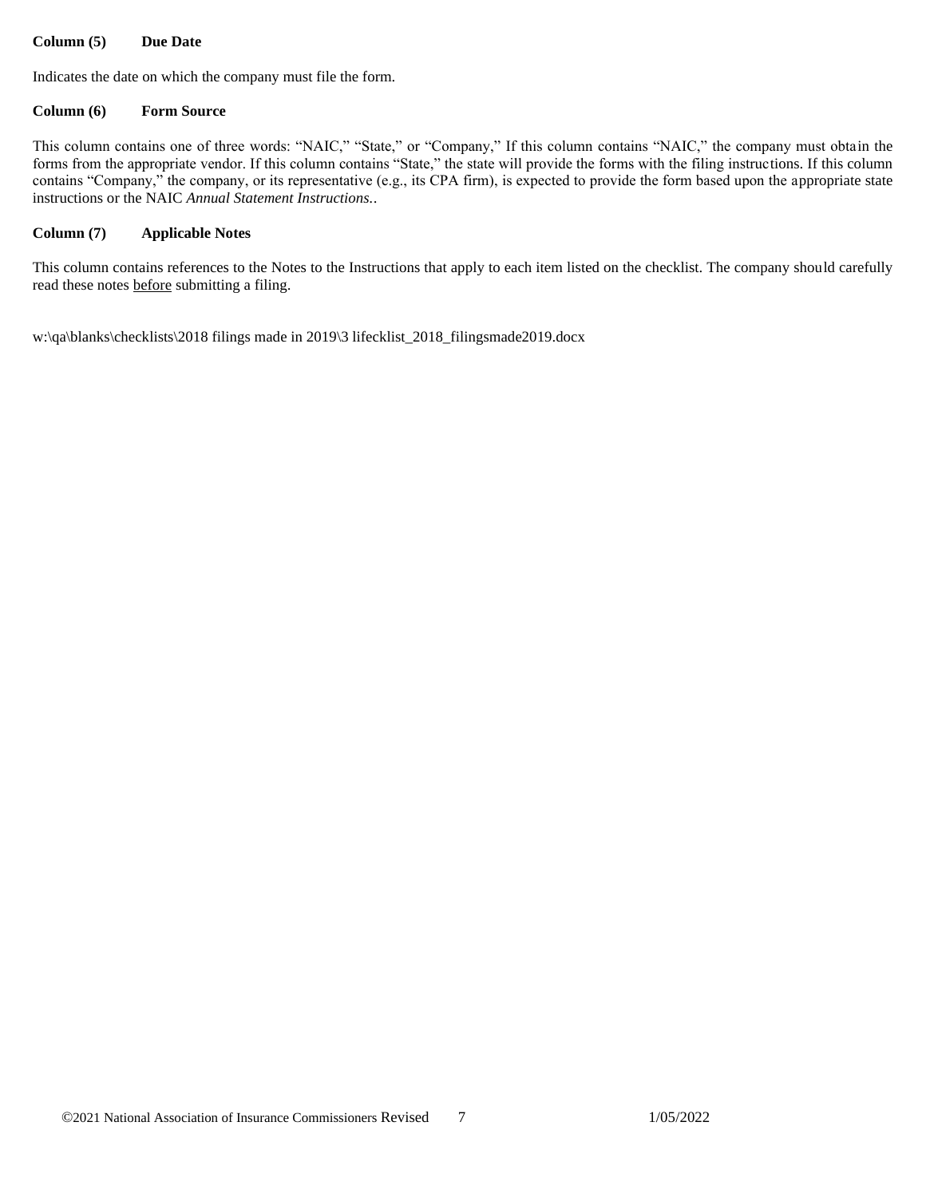**Column (5) Due Date**

Indicates the date on which the company must file the form.

**Column (6) Form Source**

This column contains one of three words: "NAIC," "State," or "Company," If this column contains "NAIC," the company must obtain the forms from the appropriate vendor. If this column contains "State," the state will provide the forms with the filing instructions. If this column contains "Company," the company, or its representative (e.g., its CPA firm), is expected to provide the form based upon the appropriate state instructions or the NAIC *Annual Statement Instructions.*.

**Column (7) Applicable Notes**

This column contains references to the Notes to the Instructions that apply to each item listed on the checklist. The company should carefully read these notes before submitting a filing.

w:\qa\blanks\checklists\2018 filings made in 2019\3 lifecklist_2018_filingsmade2019.docx